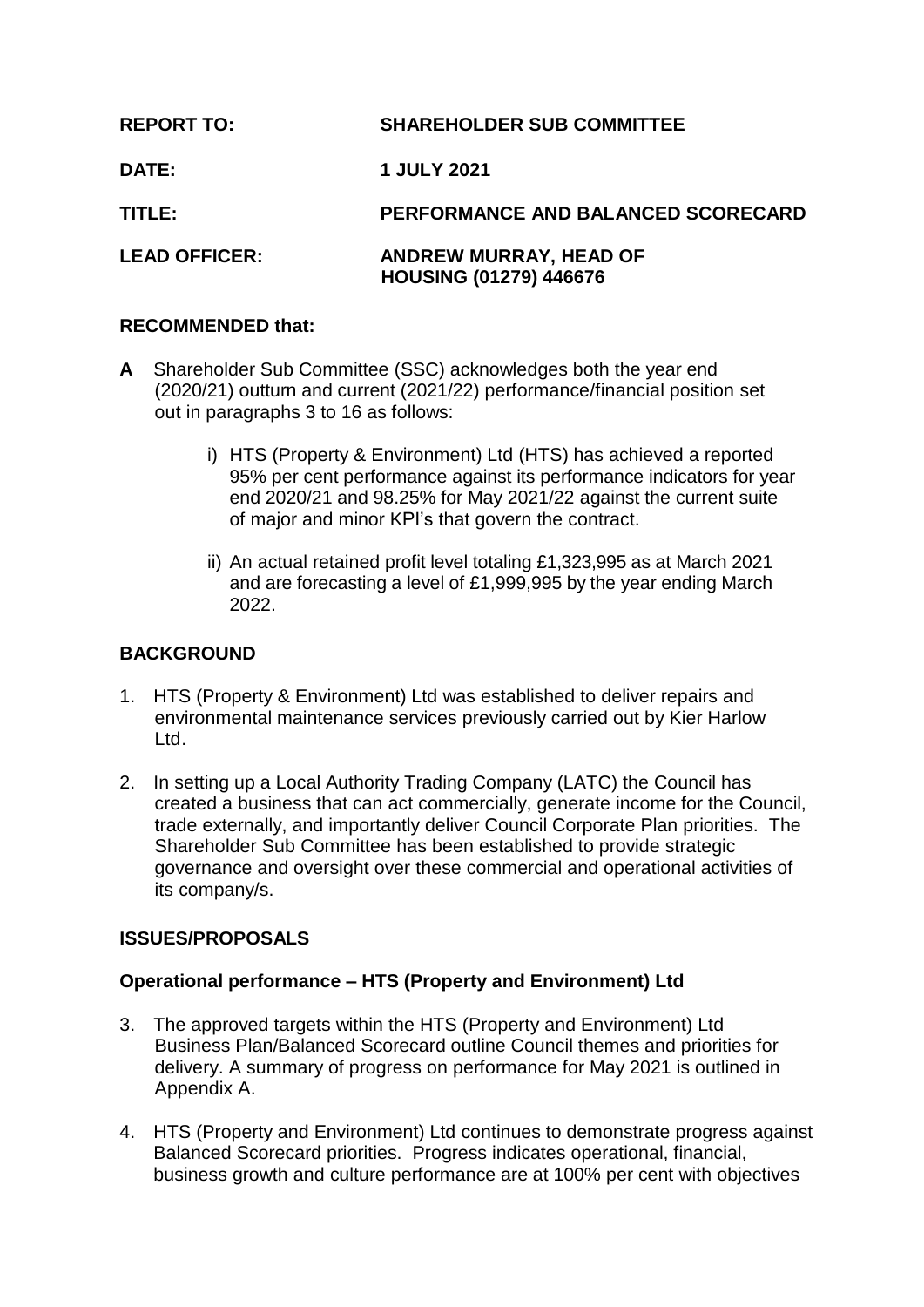| | |
|---|---|
| **REPORT TO:** | **SHAREHOLDER SUB COMMITTEE** |
| **DATE:** | **1 JULY 2021** |
| **TITLE:** | **PERFORMANCE AND BALANCED SCORECARD** |
| **LEAD OFFICER:** | **ANDREW MURRAY, HEAD OF HOUSING (01279) 446676** |

**RECOMMENDED that:**

**A** Shareholder Sub Committee (SSC) acknowledges both the year end (2020/21) outturn and current (2021/22) performance/financial position set out in paragraphs 3 to 16 as follows:

i) HTS (Property & Environment) Ltd (HTS) has achieved a reported 95% per cent performance against its performance indicators for year end 2020/21 and 98.25% for May 2021/22 against the current suite of major and minor KPI's that govern the contract.

ii) An actual retained profit level totaling £1,323,995 as at March 2021 and are forecasting a level of £1,999,995 by the year ending March 2022.

## BACKGROUND

1. HTS (Property & Environment) Ltd was established to deliver repairs and environmental maintenance services previously carried out by Kier Harlow Ltd.

2. In setting up a Local Authority Trading Company (LATC) the Council has created a business that can act commercially, generate income for the Council, trade externally, and importantly deliver Council Corporate Plan priorities. The Shareholder Sub Committee has been established to provide strategic governance and oversight over these commercial and operational activities of its company/s.

## ISSUES/PROPOSALS

### Operational performance – HTS (Property and Environment) Ltd

3. The approved targets within the HTS (Property and Environment) Ltd Business Plan/Balanced Scorecard outline Council themes and priorities for delivery. A summary of progress on performance for May 2021 is outlined in Appendix A.

4. HTS (Property and Environment) Ltd continues to demonstrate progress against Balanced Scorecard priorities. Progress indicates operational, financial, business growth and culture performance are at 100% per cent with objectives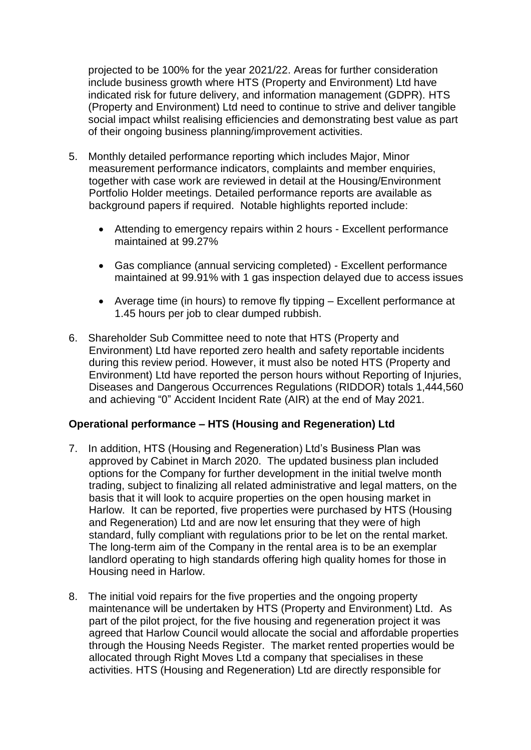projected to be 100% for the year 2021/22. Areas for further consideration include business growth where HTS (Property and Environment) Ltd have indicated risk for future delivery, and information management (GDPR). HTS (Property and Environment) Ltd need to continue to strive and deliver tangible social impact whilst realising efficiencies and demonstrating best value as part of their ongoing business planning/improvement activities.

5. Monthly detailed performance reporting which includes Major, Minor measurement performance indicators, complaints and member enquiries, together with case work are reviewed in detail at the Housing/Environment Portfolio Holder meetings. Detailed performance reports are available as background papers if required. Notable highlights reported include:

   - Attending to emergency repairs within 2 hours - Excellent performance maintained at 99.27%

   - Gas compliance (annual servicing completed) - Excellent performance maintained at 99.91% with 1 gas inspection delayed due to access issues

   - Average time (in hours) to remove fly tipping – Excellent performance at 1.45 hours per job to clear dumped rubbish.

6. Shareholder Sub Committee need to note that HTS (Property and Environment) Ltd have reported zero health and safety reportable incidents during this review period. However, it must also be noted HTS (Property and Environment) Ltd have reported the person hours without Reporting of Injuries, Diseases and Dangerous Occurrences Regulations (RIDDOR) totals 1,444,560 and achieving "0" Accident Incident Rate (AIR) at the end of May 2021.

**Operational performance – HTS (Housing and Regeneration) Ltd**

7. In addition, HTS (Housing and Regeneration) Ltd's Business Plan was approved by Cabinet in March 2020. The updated business plan included options for the Company for further development in the initial twelve month trading, subject to finalizing all related administrative and legal matters, on the basis that it will look to acquire properties on the open housing market in Harlow. It can be reported, five properties were purchased by HTS (Housing and Regeneration) Ltd and are now let ensuring that they were of high standard, fully compliant with regulations prior to be let on the rental market. The long-term aim of the Company in the rental area is to be an exemplar landlord operating to high standards offering high quality homes for those in Housing need in Harlow.

8. The initial void repairs for the five properties and the ongoing property maintenance will be undertaken by HTS (Property and Environment) Ltd. As part of the pilot project, for the five housing and regeneration project it was agreed that Harlow Council would allocate the social and affordable properties through the Housing Needs Register. The market rented properties would be allocated through Right Moves Ltd a company that specialises in these activities. HTS (Housing and Regeneration) Ltd are directly responsible for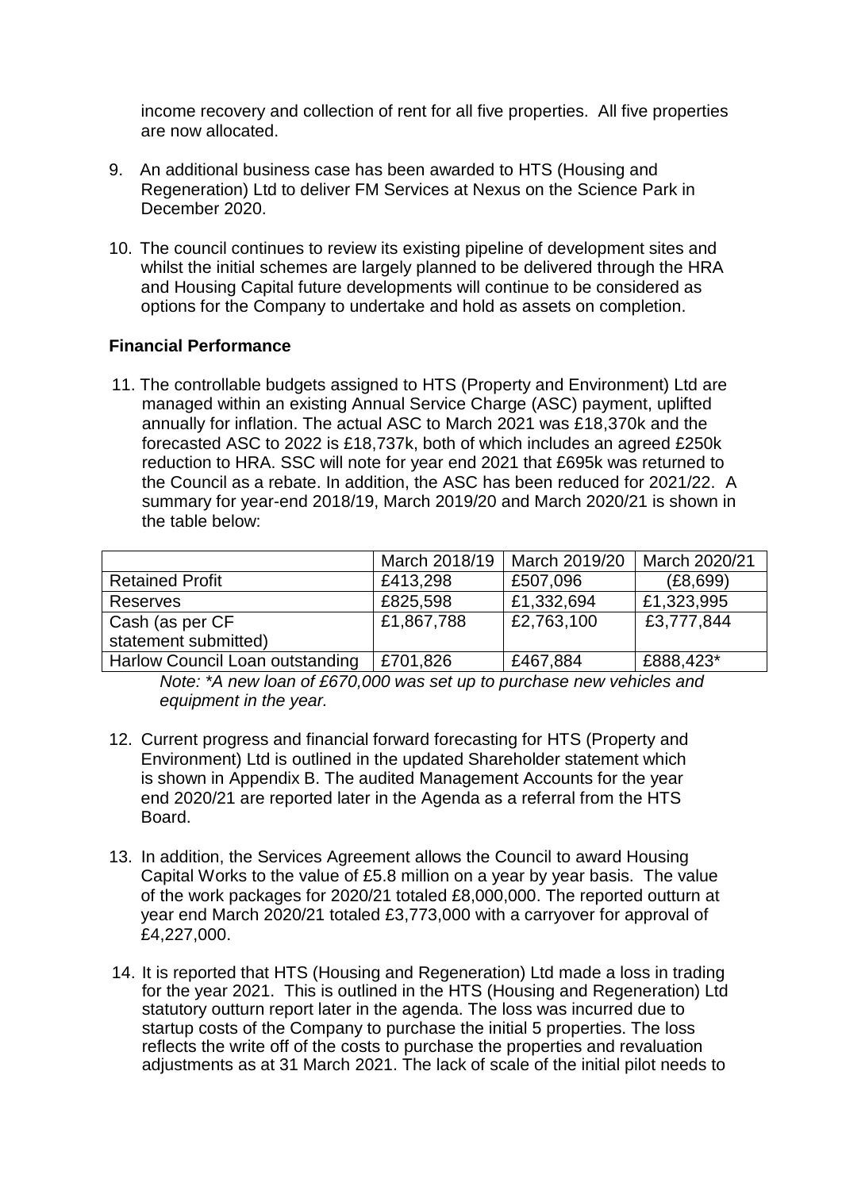income recovery and collection of rent for all five properties. All five properties are now allocated.

9. An additional business case has been awarded to HTS (Housing and Regeneration) Ltd to deliver FM Services at Nexus on the Science Park in December 2020.

10. The council continues to review its existing pipeline of development sites and whilst the initial schemes are largely planned to be delivered through the HRA and Housing Capital future developments will continue to be considered as options for the Company to undertake and hold as assets on completion.

**Financial Performance**

11. The controllable budgets assigned to HTS (Property and Environment) Ltd are managed within an existing Annual Service Charge (ASC) payment, uplifted annually for inflation. The actual ASC to March 2021 was £18,370k and the forecasted ASC to 2022 is £18,737k, both of which includes an agreed £250k reduction to HRA. SSC will note for year end 2021 that £695k was returned to the Council as a rebate. In addition, the ASC has been reduced for 2021/22. A summary for year-end 2018/19, March 2019/20 and March 2020/21 is shown in the table below:

| | March 2018/19 | March 2019/20 | March 2020/21 |
|---|---|---|---|
| Retained Profit | £413,298 | £507,096 | (£8,699) |
| Reserves | £825,598 | £1,332,694 | £1,323,995 |
| Cash (as per CF statement submitted) | £1,867,788 | £2,763,100 | £3,777,844 |
| Harlow Council Loan outstanding | £701,826 | £467,884 | £888,423* |

*Note: *A new loan of £670,000 was set up to purchase new vehicles and equipment in the year.*

12. Current progress and financial forward forecasting for HTS (Property and Environment) Ltd is outlined in the updated Shareholder statement which is shown in Appendix B. The audited Management Accounts for the year end 2020/21 are reported later in the Agenda as a referral from the HTS Board.

13. In addition, the Services Agreement allows the Council to award Housing Capital Works to the value of £5.8 million on a year by year basis. The value of the work packages for 2020/21 totaled £8,000,000. The reported outturn at year end March 2020/21 totaled £3,773,000 with a carryover for approval of £4,227,000.

14. It is reported that HTS (Housing and Regeneration) Ltd made a loss in trading for the year 2021. This is outlined in the HTS (Housing and Regeneration) Ltd statutory outturn report later in the agenda. The loss was incurred due to startup costs of the Company to purchase the initial 5 properties. The loss reflects the write off of the costs to purchase the properties and revaluation adjustments as at 31 March 2021. The lack of scale of the initial pilot needs to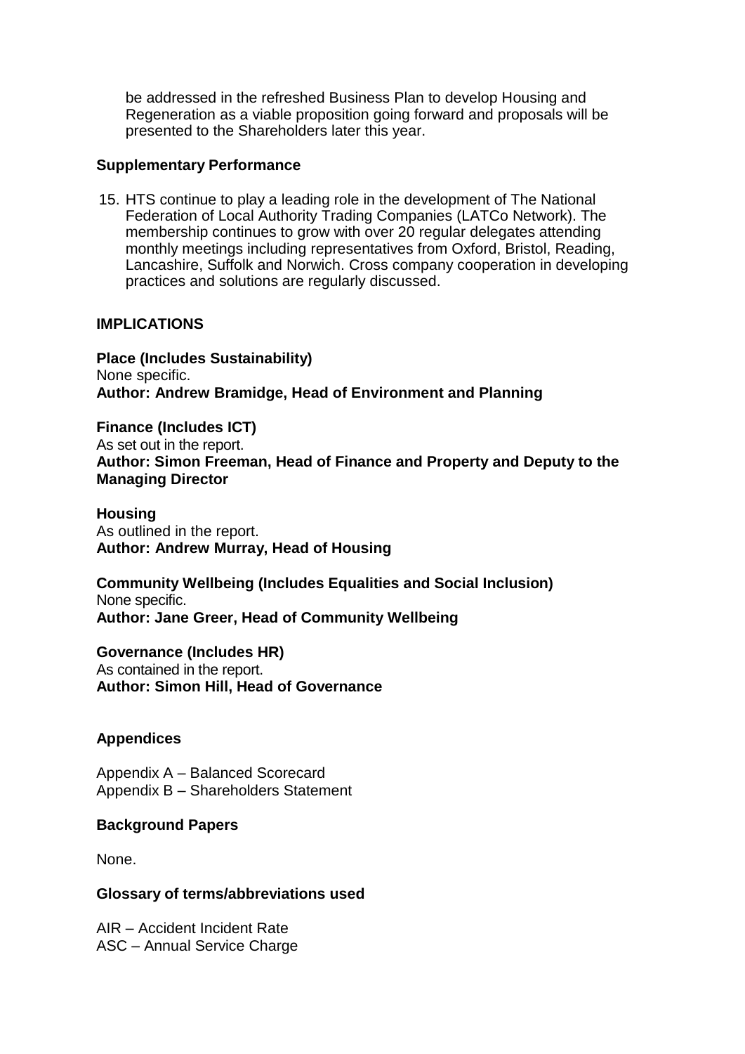be addressed in the refreshed Business Plan to develop Housing and Regeneration as a viable proposition going forward and proposals will be presented to the Shareholders later this year.

**Supplementary Performance**

15. HTS continue to play a leading role in the development of The National Federation of Local Authority Trading Companies (LATCo Network). The membership continues to grow with over 20 regular delegates attending monthly meetings including representatives from Oxford, Bristol, Reading, Lancashire, Suffolk and Norwich. Cross company cooperation in developing practices and solutions are regularly discussed.

**IMPLICATIONS**

**Place (Includes Sustainability)**
None specific.
**Author: Andrew Bramidge, Head of Environment and Planning**

**Finance (Includes ICT)**
As set out in the report.
**Author: Simon Freeman, Head of Finance and Property and Deputy to the Managing Director**

**Housing**
As outlined in the report.
**Author: Andrew Murray, Head of Housing**

**Community Wellbeing (Includes Equalities and Social Inclusion)**
None specific.
**Author: Jane Greer, Head of Community Wellbeing**

**Governance (Includes HR)**
As contained in the report.
**Author: Simon Hill, Head of Governance**

**Appendices**

Appendix A – Balanced Scorecard
Appendix B – Shareholders Statement

**Background Papers**

None.

**Glossary of terms/abbreviations used**

AIR – Accident Incident Rate
ASC – Annual Service Charge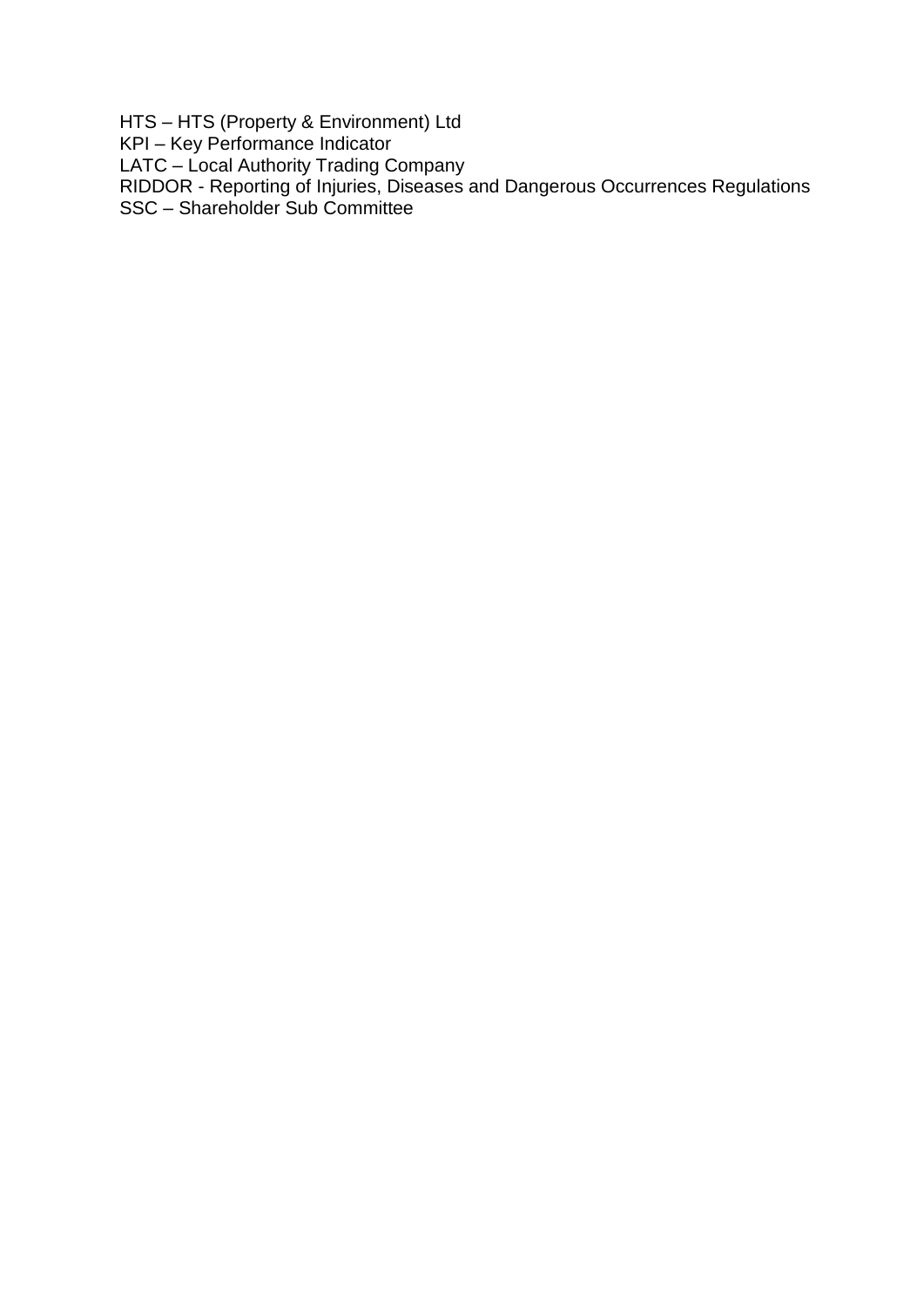HTS – HTS (Property & Environment) Ltd
KPI – Key Performance Indicator
LATC – Local Authority Trading Company
RIDDOR - Reporting of Injuries, Diseases and Dangerous Occurrences Regulations
SSC – Shareholder Sub Committee